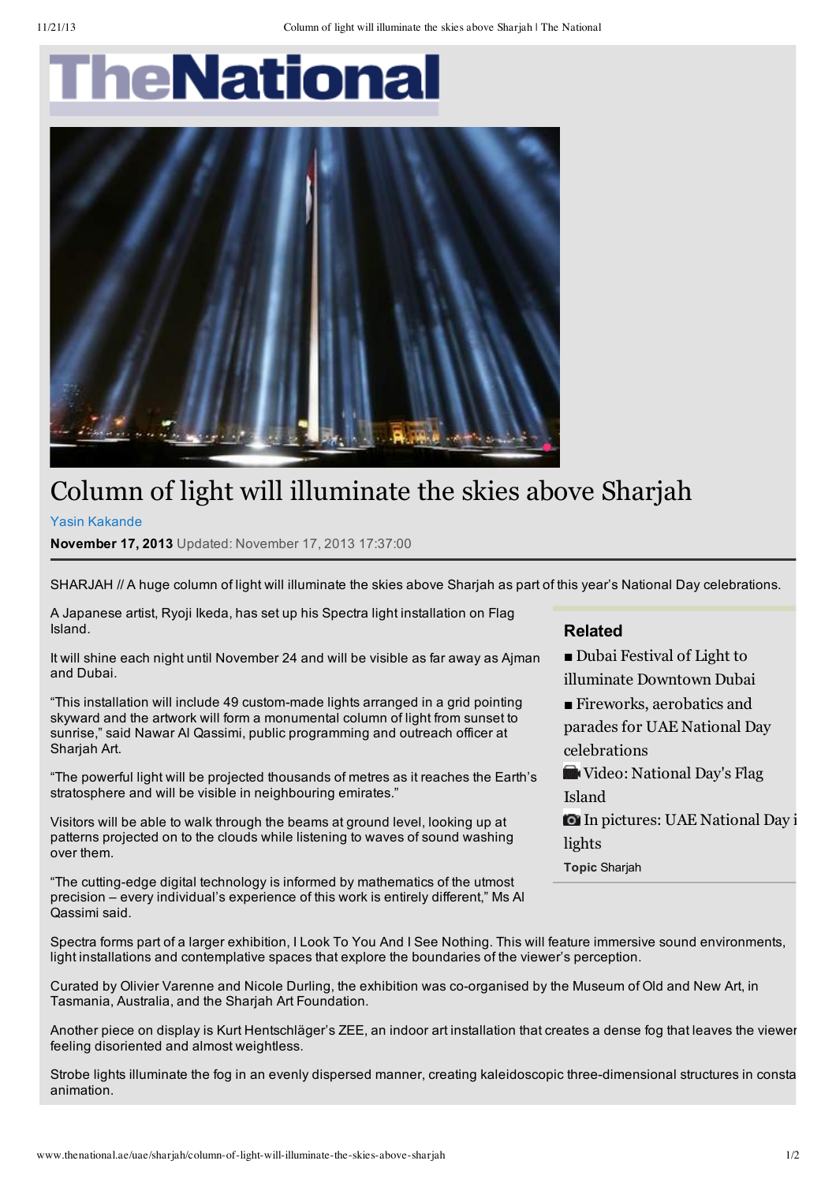# Column of light will illuminate the skies above Sharjah

Yasin Kakande

**November 17, 2013** Updated: November 17, 2013 17:37:00

SHARJAH // A huge column of light will illuminate the skies above Sharjah as part of this year's National Day celebrations.

A Japanese artist, Ryoji Ikeda, has set up his Spectra light installation on Flag Island.

It will shine each night until November 24 and will be visible as far away as Ajman and Dubai.

"This installation will include 49 custom-made lights arranged in a grid pointing skyward and the artwork will form a monumental column of light from sunset to sunrise," said Nawar Al Qassimi, public programming and outreach officer at Sharjah Art.

"The powerful light will be projected thousands of metres as it reaches the Earth's stratosphere and will be visible in neighbouring emirates."

Visitors will be able to walk through the beams at ground level, looking up at patterns projected on to the clouds while listening to waves of sound washing over them.

"The cutting-edge digital technology is informed by mathematics of the utmost precision – every individual's experience of this work is entirely different," Ms Al Qassimi said.

**Related**

- Dubai Festival of Light to illuminate Downtown Dubai
- Fireworks, aerobatics and parades for UAE National Day celebrations
- Video: National Day's Flag Island
- In pictures: UAE National Day i lights

**Topic** Sharjah

Spectra forms part of a larger exhibition, I Look To You And I See Nothing. This will feature immersive sound environments, light installations and contemplative spaces that explore the boundaries of the viewer's perception.

Curated by Olivier Varenne and Nicole Durling, the exhibition was co-organised by the Museum of Old and New Art, in Tasmania, Australia, and the Sharjah Art Foundation.

Another piece on display is Kurt Hentschläger's ZEE, an indoor art installation that creates a dense fog that leaves the viewer feeling disoriented and almost weightless.

Strobe lights illuminate the fog in an evenly dispersed manner, creating kaleidoscopic three-dimensional structures in consta animation.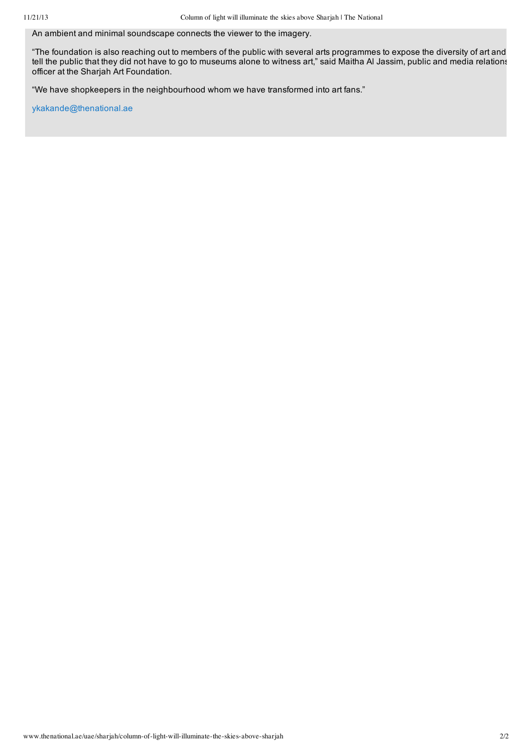An ambient and minimal soundscape connects the viewer to the imagery.

"The foundation is also reaching out to members of the public with several arts programmes to expose the diversity of art and tell the public that they did not have to go to museums alone to witness art," said Maitha Al Jassim, public and media relations officer at the Sharjah Art Foundation.

"We have shopkeepers in the neighbourhood whom we have transformed into art fans."

ykakande@thenational.ae